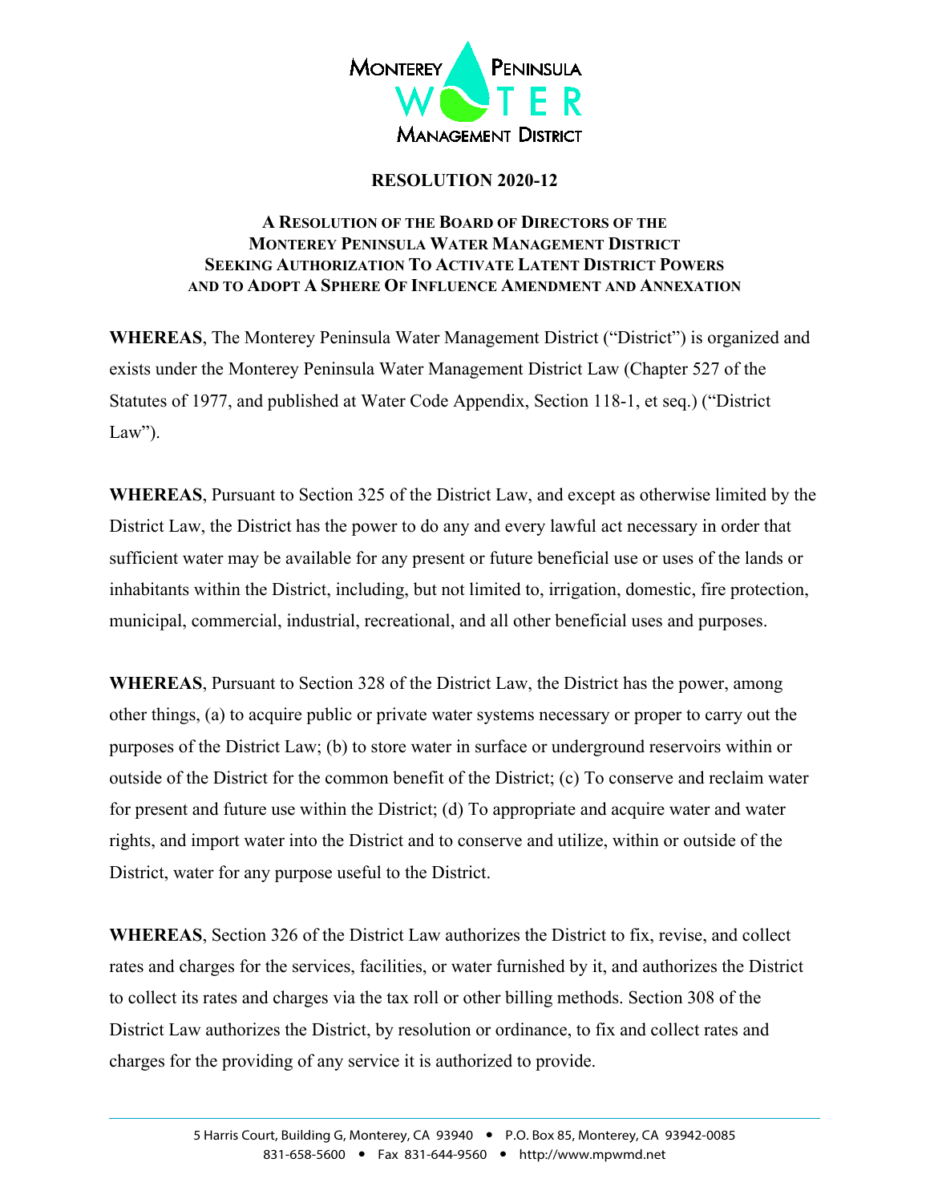MONTEREY PENINSULA WATER MANAGEMENT DISTRICT

# RESOLUTION 2020-12

## A RESOLUTION OF THE BOARD OF DIRECTORS OF THE MONTEREY PENINSULA WATER MANAGEMENT DISTRICT SEEKING AUTHORIZATION TO ACTIVATE LATENT DISTRICT POWERS AND TO ADOPT A SPHERE OF INFLUENCE AMENDMENT AND ANNEXATION

**WHEREAS**, The Monterey Peninsula Water Management District ("District") is organized and exists under the Monterey Peninsula Water Management District Law (Chapter 527 of the Statutes of 1977, and published at Water Code Appendix, Section 118-1, et seq.) ("District Law").

**WHEREAS**, Pursuant to Section 325 of the District Law, and except as otherwise limited by the District Law, the District has the power to do any and every lawful act necessary in order that sufficient water may be available for any present or future beneficial use or uses of the lands or inhabitants within the District, including, but not limited to, irrigation, domestic, fire protection, municipal, commercial, industrial, recreational, and all other beneficial uses and purposes.

**WHEREAS**, Pursuant to Section 328 of the District Law, the District has the power, among other things, (a) to acquire public or private water systems necessary or proper to carry out the purposes of the District Law; (b) to store water in surface or underground reservoirs within or outside of the District for the common benefit of the District; (c) To conserve and reclaim water for present and future use within the District; (d) To appropriate and acquire water and water rights, and import water into the District and to conserve and utilize, within or outside of the District, water for any purpose useful to the District.

**WHEREAS**, Section 326 of the District Law authorizes the District to fix, revise, and collect rates and charges for the services, facilities, or water furnished by it, and authorizes the District to collect its rates and charges via the tax roll or other billing methods. Section 308 of the District Law authorizes the District, by resolution or ordinance, to fix and collect rates and charges for the providing of any service it is authorized to provide.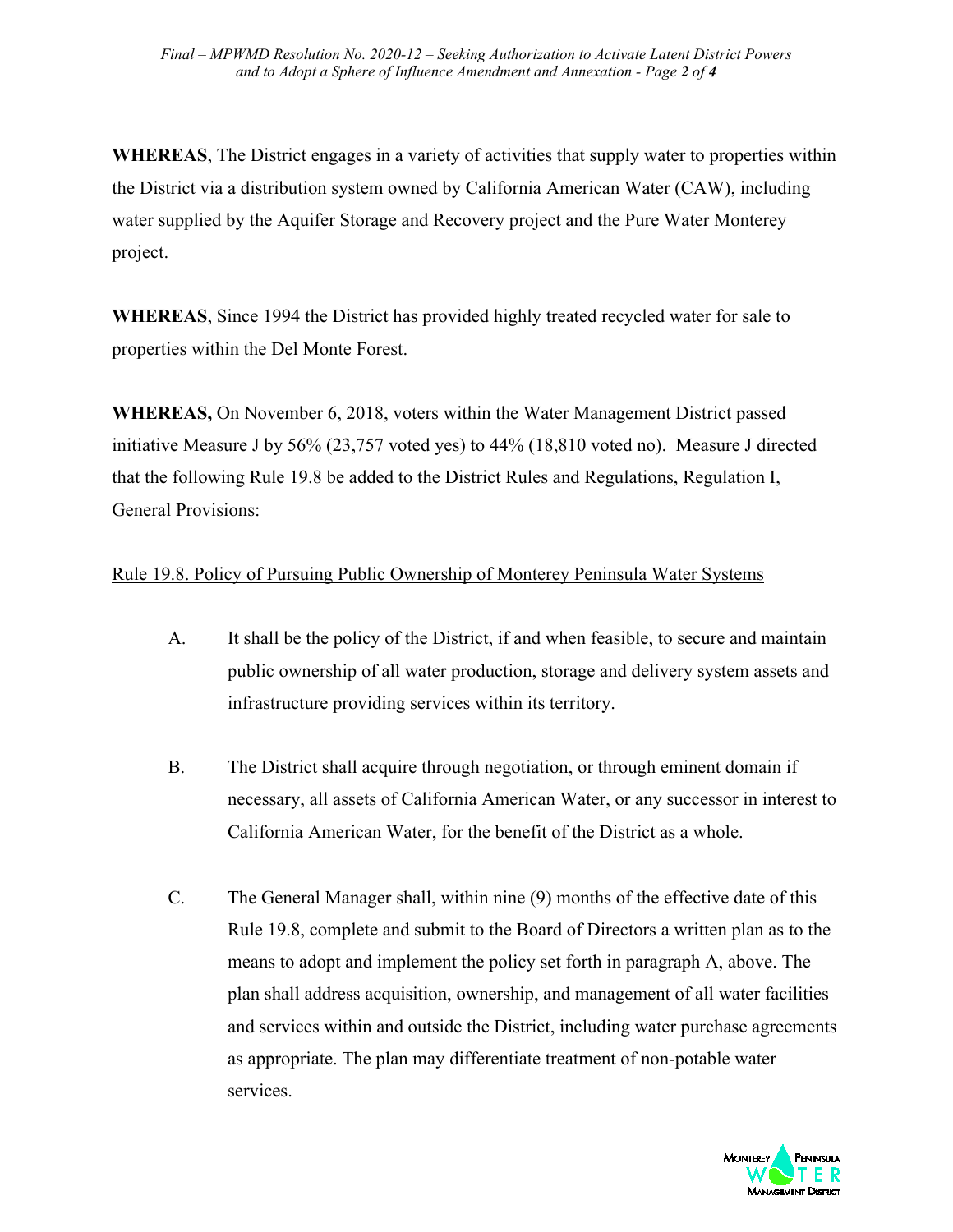**WHEREAS**, The District engages in a variety of activities that supply water to properties within the District via a distribution system owned by California American Water (CAW), including water supplied by the Aquifer Storage and Recovery project and the Pure Water Monterey project.

**WHEREAS**, Since 1994 the District has provided highly treated recycled water for sale to properties within the Del Monte Forest.

**WHEREAS,** On November 6, 2018, voters within the Water Management District passed initiative Measure J by 56% (23,757 voted yes) to 44% (18,810 voted no). Measure J directed that the following Rule 19.8 be added to the District Rules and Regulations, Regulation I, General Provisions:

<u>Rule 19.8. Policy of Pursuing Public Ownership of Monterey Peninsula Water Systems</u>

A. It shall be the policy of the District, if and when feasible, to secure and maintain public ownership of all water production, storage and delivery system assets and infrastructure providing services within its territory.

B. The District shall acquire through negotiation, or through eminent domain if necessary, all assets of California American Water, or any successor in interest to California American Water, for the benefit of the District as a whole.

C. The General Manager shall, within nine (9) months of the effective date of this Rule 19.8, complete and submit to the Board of Directors a written plan as to the means to adopt and implement the policy set forth in paragraph A, above. The plan shall address acquisition, ownership, and management of all water facilities and services within and outside the District, including water purchase agreements as appropriate. The plan may differentiate treatment of non-potable water services.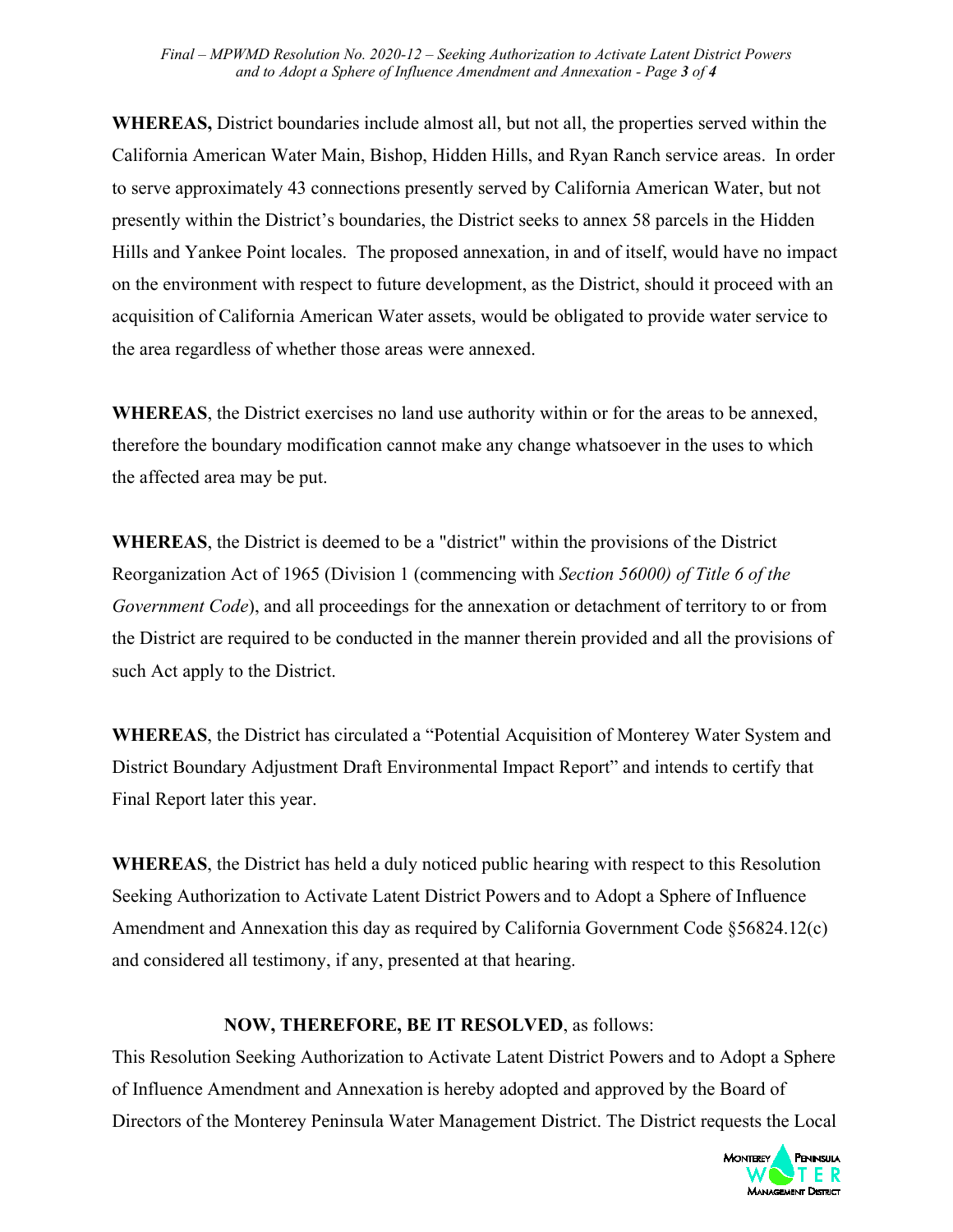**WHEREAS,** District boundaries include almost all, but not all, the properties served within the California American Water Main, Bishop, Hidden Hills, and Ryan Ranch service areas. In order to serve approximately 43 connections presently served by California American Water, but not presently within the District's boundaries, the District seeks to annex 58 parcels in the Hidden Hills and Yankee Point locales. The proposed annexation, in and of itself, would have no impact on the environment with respect to future development, as the District, should it proceed with an acquisition of California American Water assets, would be obligated to provide water service to the area regardless of whether those areas were annexed.

**WHEREAS**, the District exercises no land use authority within or for the areas to be annexed, therefore the boundary modification cannot make any change whatsoever in the uses to which the affected area may be put.

**WHEREAS**, the District is deemed to be a "district" within the provisions of the District Reorganization Act of 1965 (Division 1 (commencing with *Section 56000) of Title 6 of the Government Code*), and all proceedings for the annexation or detachment of territory to or from the District are required to be conducted in the manner therein provided and all the provisions of such Act apply to the District.

**WHEREAS**, the District has circulated a "Potential Acquisition of Monterey Water System and District Boundary Adjustment Draft Environmental Impact Report" and intends to certify that Final Report later this year.

**WHEREAS**, the District has held a duly noticed public hearing with respect to this Resolution Seeking Authorization to Activate Latent District Powers and to Adopt a Sphere of Influence Amendment and Annexation this day as required by California Government Code §56824.12(c) and considered all testimony, if any, presented at that hearing.

**NOW, THEREFORE, BE IT RESOLVED**, as follows:

This Resolution Seeking Authorization to Activate Latent District Powers and to Adopt a Sphere of Influence Amendment and Annexation is hereby adopted and approved by the Board of Directors of the Monterey Peninsula Water Management District. The District requests the Local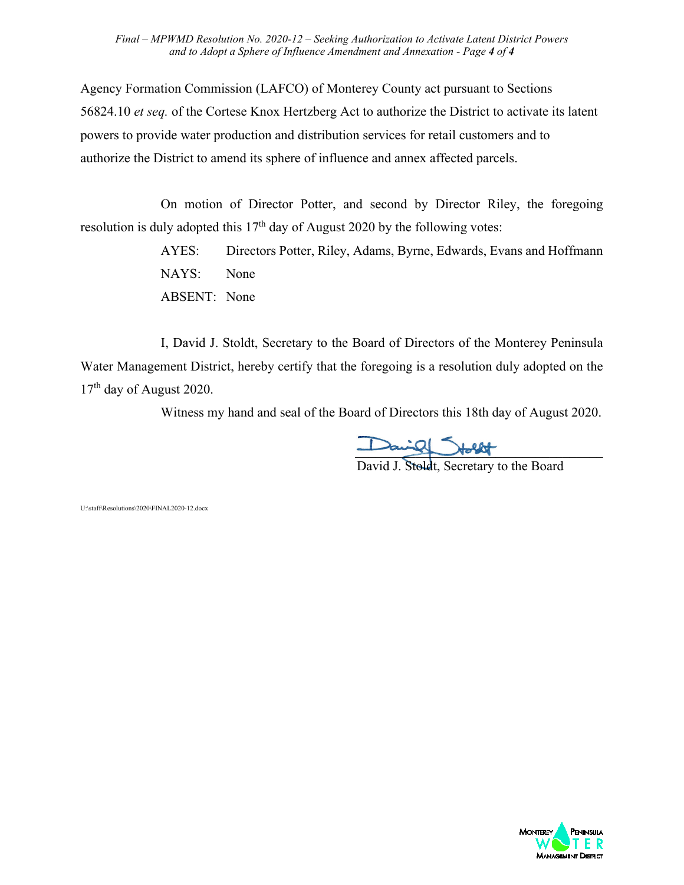Agency Formation Commission (LAFCO) of Monterey County act pursuant to Sections 56824.10 *et seq.* of the Cortese Knox Hertzberg Act to authorize the District to activate its latent powers to provide water production and distribution services for retail customers and to authorize the District to amend its sphere of influence and annex affected parcels.

On motion of Director Potter, and second by Director Riley, the foregoing resolution is duly adopted this 17th day of August 2020 by the following votes:

AYES: Directors Potter, Riley, Adams, Byrne, Edwards, Evans and Hoffmann

NAYS: None

ABSENT: None

I, David J. Stoldt, Secretary to the Board of Directors of the Monterey Peninsula Water Management District, hereby certify that the foregoing is a resolution duly adopted on the 17th day of August 2020.

Witness my hand and seal of the Board of Directors this 18th day of August 2020.

David J. Stoldt, Secretary to the Board

U:\staff\Resolutions\2020\FINAL2020-12.docx